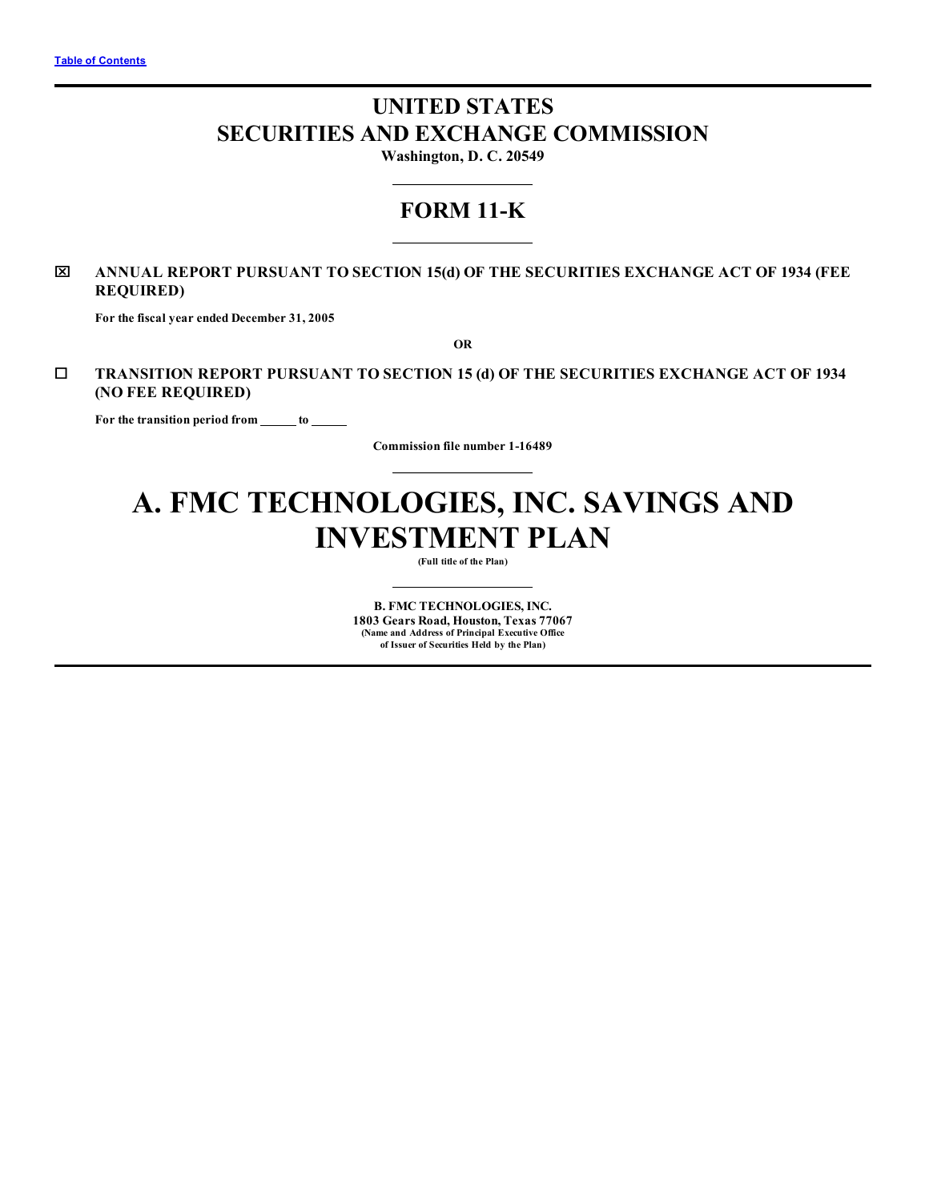[Table of Contents](#)

# UNITED STATES
# SECURITIES AND EXCHANGE COMMISSION

**Washington, D. C. 20549**

---

## FORM 11-K

---

☒ **ANNUAL REPORT PURSUANT TO SECTION 15(d) OF THE SECURITIES EXCHANGE ACT OF 1934 (FEE REQUIRED)**

**For the fiscal year ended December 31, 2005**

**OR**

☐ **TRANSITION REPORT PURSUANT TO SECTION 15 (d) OF THE SECURITIES EXCHANGE ACT OF 1934 (NO FEE REQUIRED)**

**For the transition period from ______ to ______**

**Commission file number 1-16489**

---

# A. FMC TECHNOLOGIES, INC. SAVINGS AND INVESTMENT PLAN

**(Full title of the Plan)**

---

**B. FMC TECHNOLOGIES, INC.**
**1803 Gears Road, Houston, Texas 77067**
**(Name and Address of Principal Executive Office of Issuer of Securities Held by the Plan)**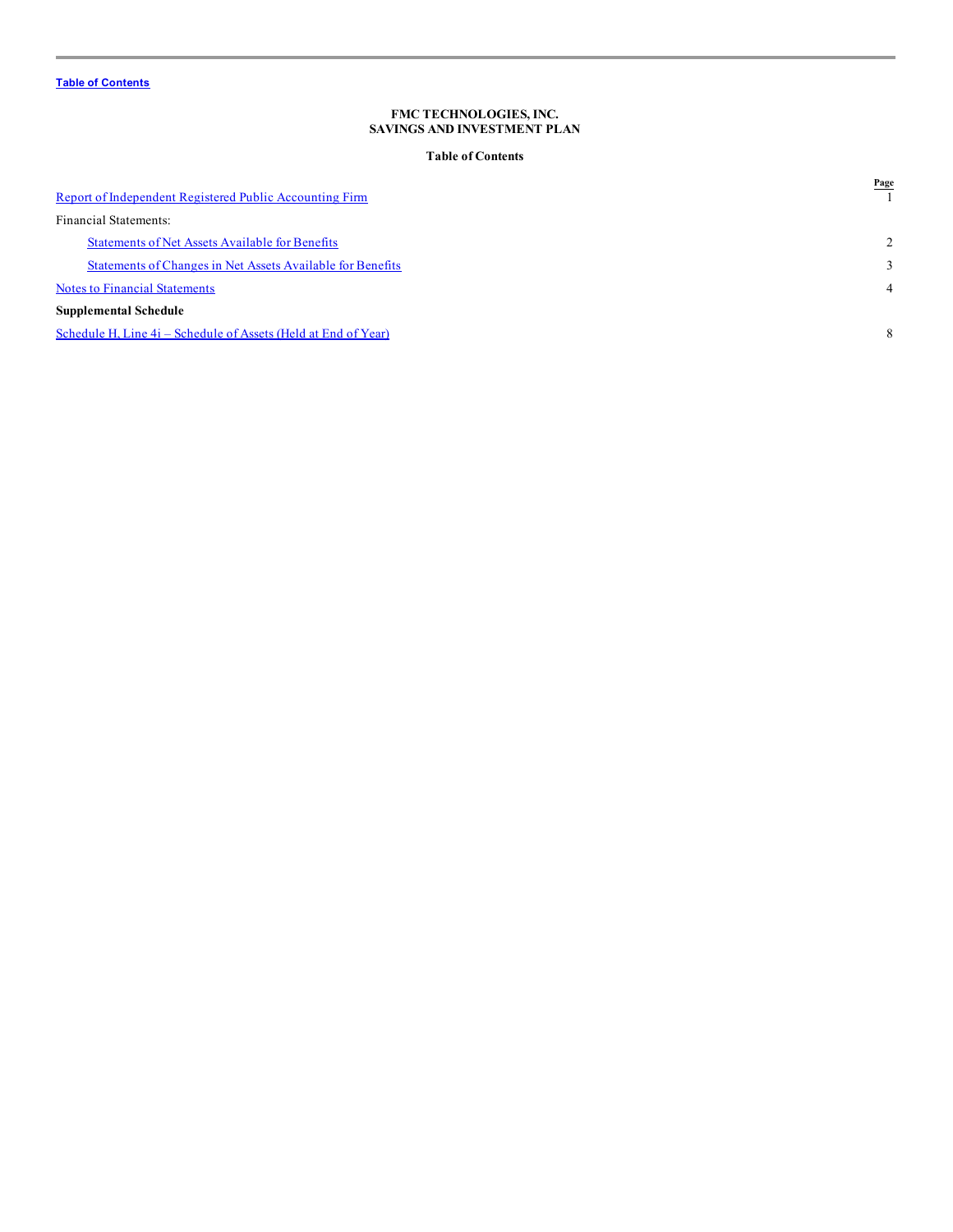Table of Contents

**FMC TECHNOLOGIES, INC.**
**SAVINGS AND INVESTMENT PLAN**

**Table of Contents**

| | Page |
|---|---|
| Report of Independent Registered Public Accounting Firm | 1 |
| Financial Statements: | |
| Statements of Net Assets Available for Benefits | 2 |
| Statements of Changes in Net Assets Available for Benefits | 3 |
| Notes to Financial Statements | 4 |
| **Supplemental Schedule** | |
| Schedule H, Line 4i – Schedule of Assets (Held at End of Year) | 8 |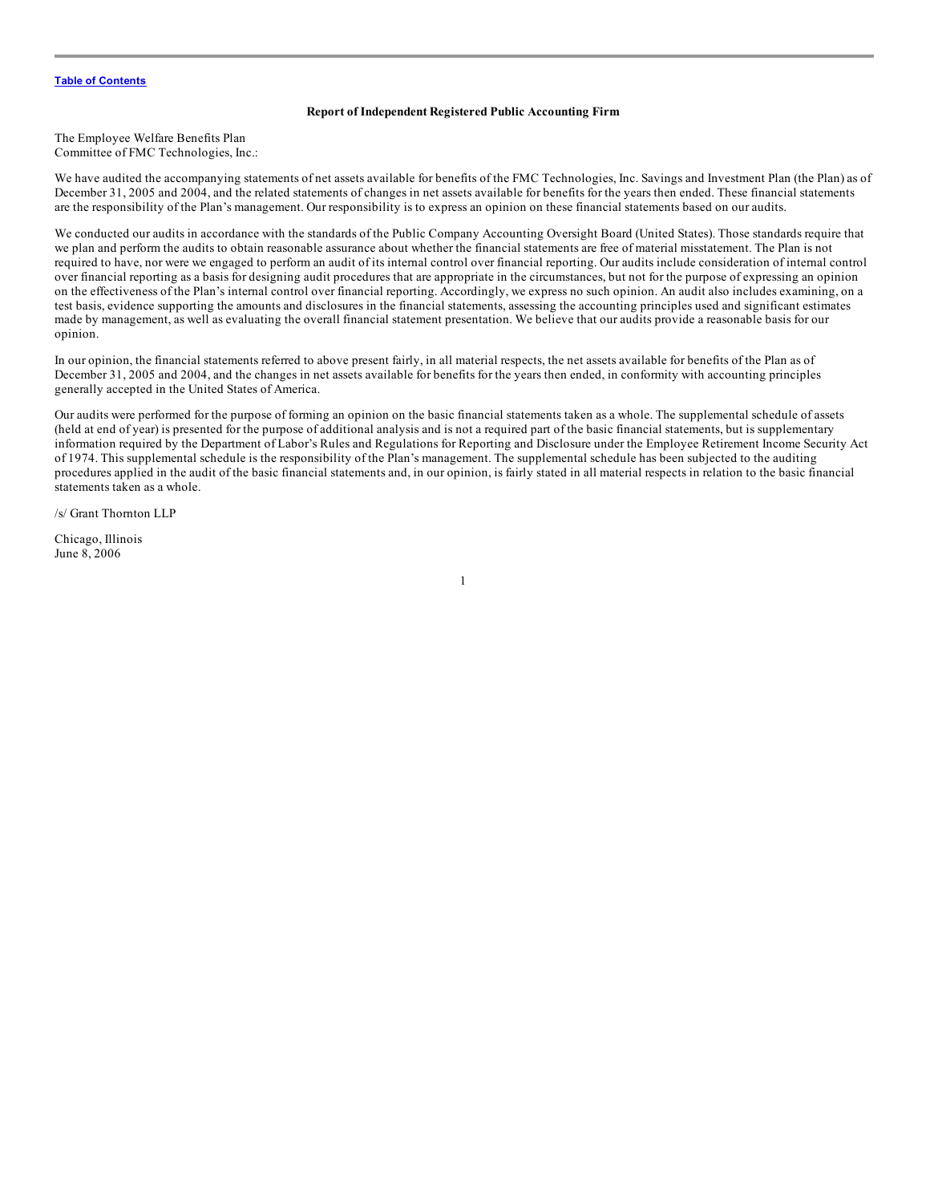## Report of Independent Registered Public Accounting Firm

The Employee Welfare Benefits Plan
Committee of FMC Technologies, Inc.:

We have audited the accompanying statements of net assets available for benefits of the FMC Technologies, Inc. Savings and Investment Plan (the Plan) as of December 31, 2005 and 2004, and the related statements of changes in net assets available for benefits for the years then ended. These financial statements are the responsibility of the Plan's management. Our responsibility is to express an opinion on these financial statements based on our audits.

We conducted our audits in accordance with the standards of the Public Company Accounting Oversight Board (United States). Those standards require that we plan and perform the audits to obtain reasonable assurance about whether the financial statements are free of material misstatement. The Plan is not required to have, nor were we engaged to perform an audit of its internal control over financial reporting. Our audits include consideration of internal control over financial reporting as a basis for designing audit procedures that are appropriate in the circumstances, but not for the purpose of expressing an opinion on the effectiveness of the Plan's internal control over financial reporting. Accordingly, we express no such opinion. An audit also includes examining, on a test basis, evidence supporting the amounts and disclosures in the financial statements, assessing the accounting principles used and significant estimates made by management, as well as evaluating the overall financial statement presentation. We believe that our audits provide a reasonable basis for our opinion.

In our opinion, the financial statements referred to above present fairly, in all material respects, the net assets available for benefits of the Plan as of December 31, 2005 and 2004, and the changes in net assets available for benefits for the years then ended, in conformity with accounting principles generally accepted in the United States of America.

Our audits were performed for the purpose of forming an opinion on the basic financial statements taken as a whole. The supplemental schedule of assets (held at end of year) is presented for the purpose of additional analysis and is not a required part of the basic financial statements, but is supplementary information required by the Department of Labor's Rules and Regulations for Reporting and Disclosure under the Employee Retirement Income Security Act of 1974. This supplemental schedule is the responsibility of the Plan's management. The supplemental schedule has been subjected to the auditing procedures applied in the audit of the basic financial statements and, in our opinion, is fairly stated in all material respects in relation to the basic financial statements taken as a whole.

/s/ Grant Thornton LLP

Chicago, Illinois
June 8, 2006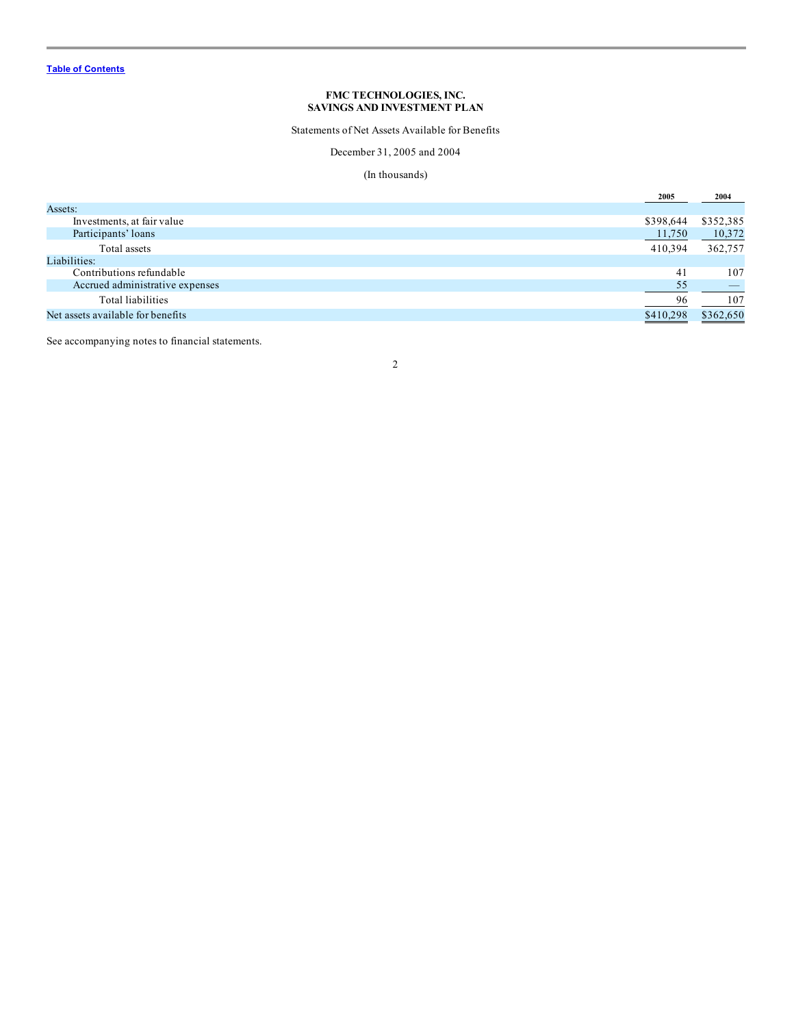[Table of Contents](#)

**FMC TECHNOLOGIES, INC.**
**SAVINGS AND INVESTMENT PLAN**

Statements of Net Assets Available for Benefits

December 31, 2005 and 2004

(In thousands)

| | 2005 | 2004 |
|---|---|---|
| Assets: | | |
| Investments, at fair value | $398,644 | $352,385 |
| Participants' loans | 11,750 | 10,372 |
| Total assets | 410,394 | 362,757 |
| Liabilities: | | |
| Contributions refundable | 41 | 107 |
| Accrued administrative expenses | 55 | — |
| Total liabilities | 96 | 107 |
| Net assets available for benefits | $410,298 | $362,650 |

See accompanying notes to financial statements.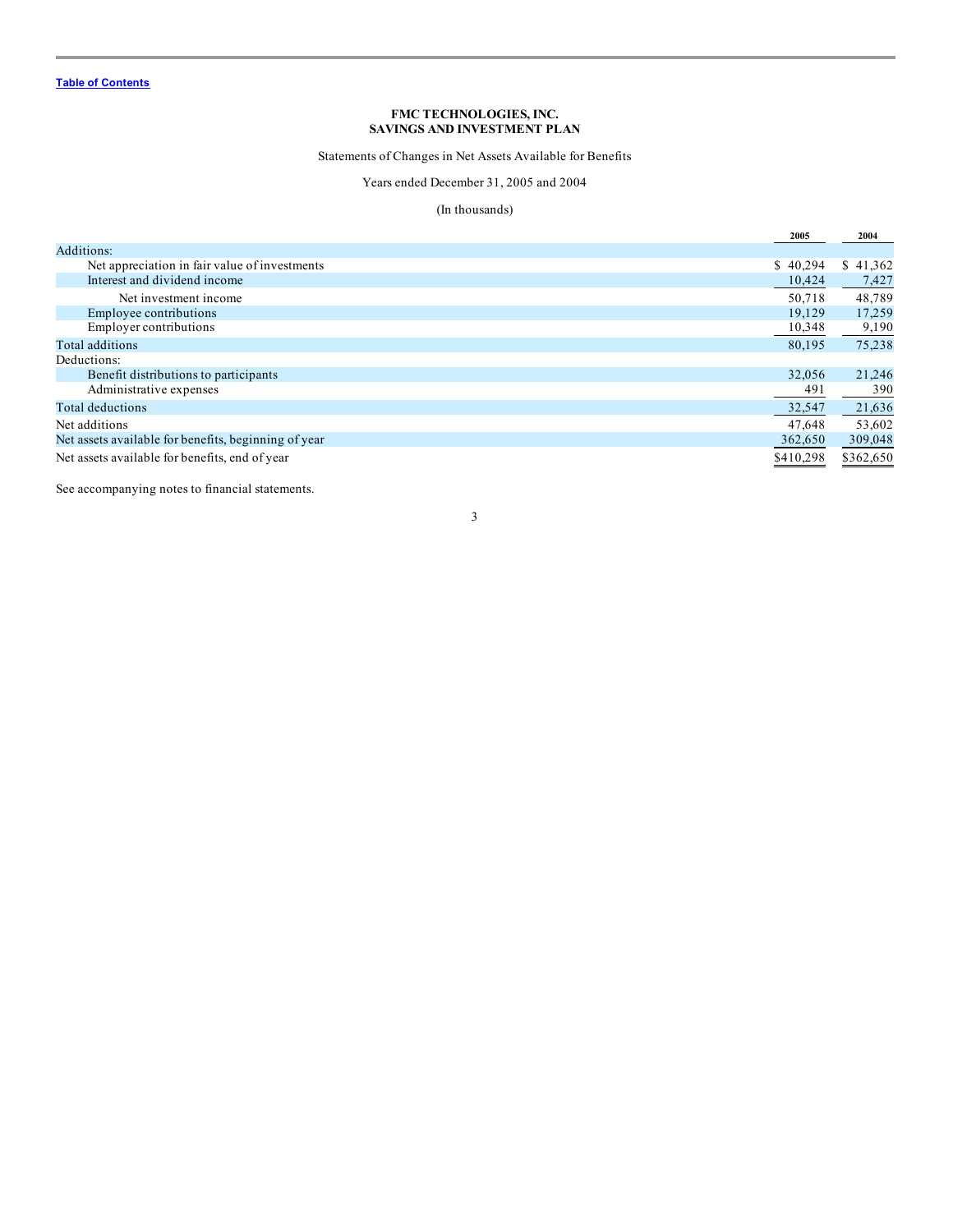**FMC TECHNOLOGIES, INC.**
**SAVINGS AND INVESTMENT PLAN**

Statements of Changes in Net Assets Available for Benefits

Years ended December 31, 2005 and 2004

(In thousands)

| | 2005 | 2004 |
|---|---|---|
| Additions: | | |
| Net appreciation in fair value of investments | $ 40,294 | $ 41,362 |
| Interest and dividend income | 10,424 | 7,427 |
| Net investment income | 50,718 | 48,789 |
| Employee contributions | 19,129 | 17,259 |
| Employer contributions | 10,348 | 9,190 |
| Total additions | 80,195 | 75,238 |
| Deductions: | | |
| Benefit distributions to participants | 32,056 | 21,246 |
| Administrative expenses | 491 | 390 |
| Total deductions | 32,547 | 21,636 |
| Net additions | 47,648 | 53,602 |
| Net assets available for benefits, beginning of year | 362,650 | 309,048 |
| Net assets available for benefits, end of year | $410,298 | $362,650 |

See accompanying notes to financial statements.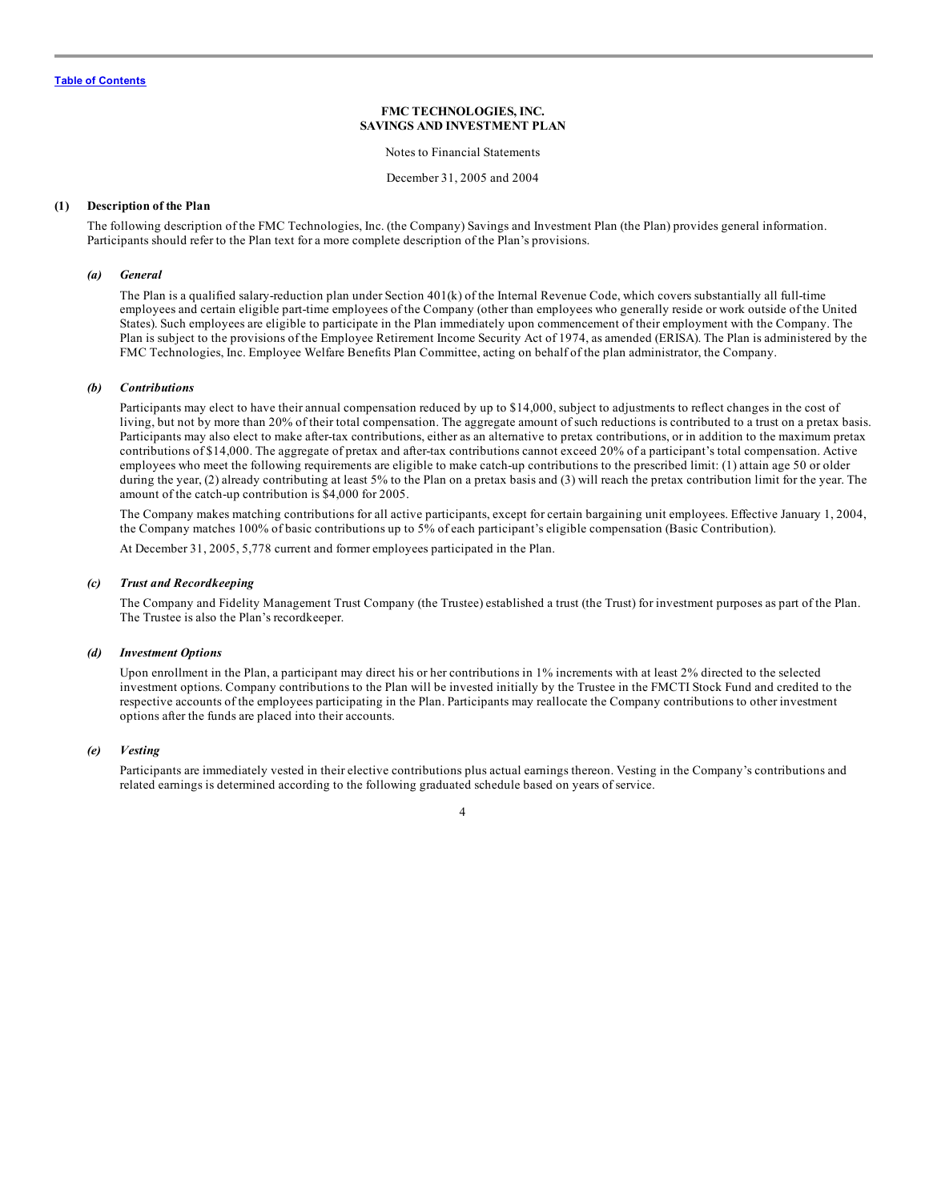Table of Contents

**FMC TECHNOLOGIES, INC.**
**SAVINGS AND INVESTMENT PLAN**

Notes to Financial Statements

December 31, 2005 and 2004

## (1) Description of the Plan

The following description of the FMC Technologies, Inc. (the Company) Savings and Investment Plan (the Plan) provides general information. Participants should refer to the Plan text for a more complete description of the Plan's provisions.

### *(a) General*

The Plan is a qualified salary-reduction plan under Section 401(k) of the Internal Revenue Code, which covers substantially all full-time employees and certain eligible part-time employees of the Company (other than employees who generally reside or work outside of the United States). Such employees are eligible to participate in the Plan immediately upon commencement of their employment with the Company. The Plan is subject to the provisions of the Employee Retirement Income Security Act of 1974, as amended (ERISA). The Plan is administered by the FMC Technologies, Inc. Employee Welfare Benefits Plan Committee, acting on behalf of the plan administrator, the Company.

### *(b) Contributions*

Participants may elect to have their annual compensation reduced by up to $14,000, subject to adjustments to reflect changes in the cost of living, but not by more than 20% of their total compensation. The aggregate amount of such reductions is contributed to a trust on a pretax basis. Participants may also elect to make after-tax contributions, either as an alternative to pretax contributions, or in addition to the maximum pretax contributions of $14,000. The aggregate of pretax and after-tax contributions cannot exceed 20% of a participant's total compensation. Active employees who meet the following requirements are eligible to make catch-up contributions to the prescribed limit: (1) attain age 50 or older during the year, (2) already contributing at least 5% to the Plan on a pretax basis and (3) will reach the pretax contribution limit for the year. The amount of the catch-up contribution is $4,000 for 2005.

The Company makes matching contributions for all active participants, except for certain bargaining unit employees. Effective January 1, 2004, the Company matches 100% of basic contributions up to 5% of each participant's eligible compensation (Basic Contribution).

At December 31, 2005, 5,778 current and former employees participated in the Plan.

### *(c) Trust and Recordkeeping*

The Company and Fidelity Management Trust Company (the Trustee) established a trust (the Trust) for investment purposes as part of the Plan. The Trustee is also the Plan's recordkeeper.

### *(d) Investment Options*

Upon enrollment in the Plan, a participant may direct his or her contributions in 1% increments with at least 2% directed to the selected investment options. Company contributions to the Plan will be invested initially by the Trustee in the FMCTI Stock Fund and credited to the respective accounts of the employees participating in the Plan. Participants may reallocate the Company contributions to other investment options after the funds are placed into their accounts.

### *(e) Vesting*

Participants are immediately vested in their elective contributions plus actual earnings thereon. Vesting in the Company's contributions and related earnings is determined according to the following graduated schedule based on years of service.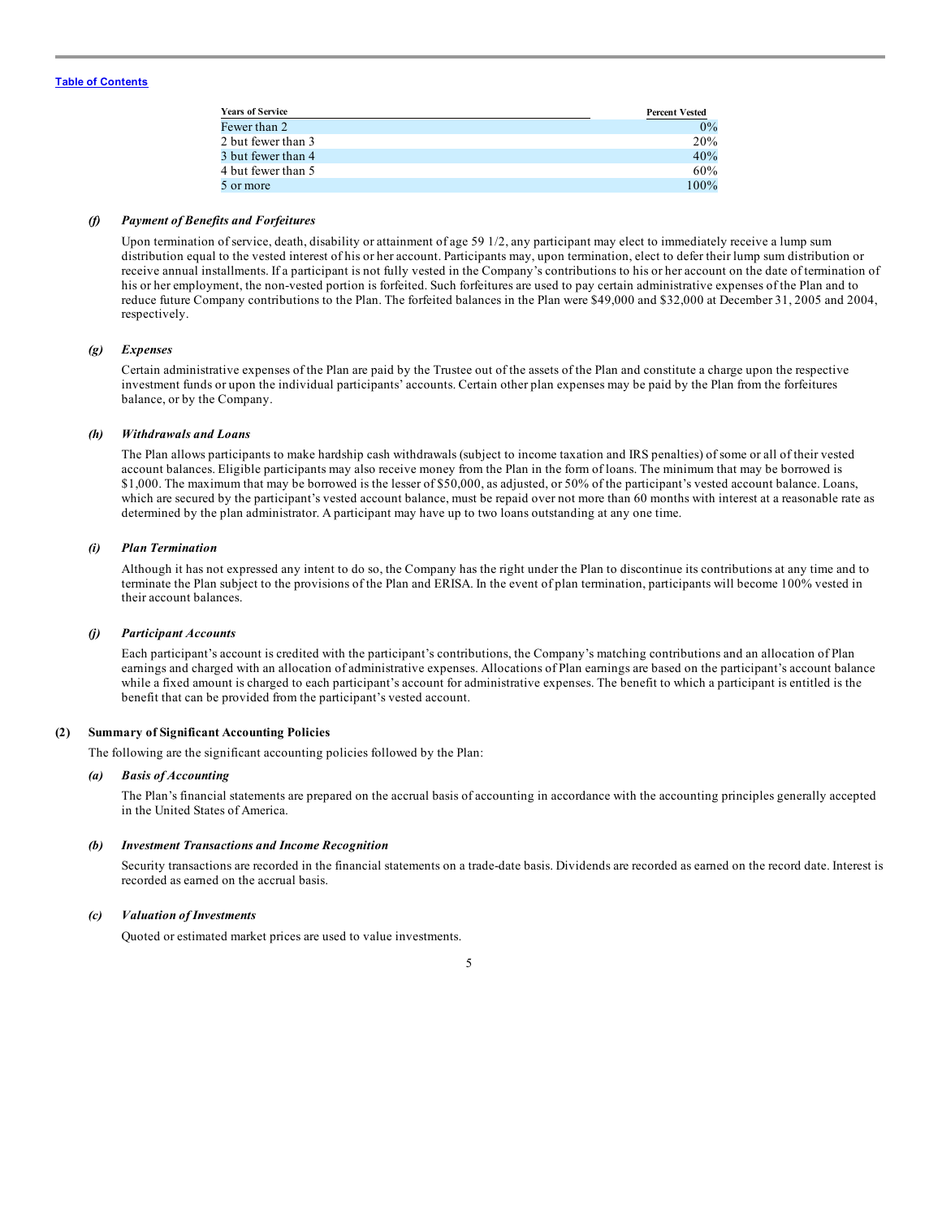| Years of Service | Percent Vested |
| --- | --- |
| Fewer than 2 | 0% |
| 2 but fewer than 3 | 20% |
| 3 but fewer than 4 | 40% |
| 4 but fewer than 5 | 60% |
| 5 or more | 100% |

### *(f) Payment of Benefits and Forfeitures*

Upon termination of service, death, disability or attainment of age 59 1/2, any participant may elect to immediately receive a lump sum distribution equal to the vested interest of his or her account. Participants may, upon termination, elect to defer their lump sum distribution or receive annual installments. If a participant is not fully vested in the Company's contributions to his or her account on the date of termination of his or her employment, the non-vested portion is forfeited. Such forfeitures are used to pay certain administrative expenses of the Plan and to reduce future Company contributions to the Plan. The forfeited balances in the Plan were $49,000 and $32,000 at December 31, 2005 and 2004, respectively.

### *(g) Expenses*

Certain administrative expenses of the Plan are paid by the Trustee out of the assets of the Plan and constitute a charge upon the respective investment funds or upon the individual participants' accounts. Certain other plan expenses may be paid by the Plan from the forfeitures balance, or by the Company.

### *(h) Withdrawals and Loans*

The Plan allows participants to make hardship cash withdrawals (subject to income taxation and IRS penalties) of some or all of their vested account balances. Eligible participants may also receive money from the Plan in the form of loans. The minimum that may be borrowed is $1,000. The maximum that may be borrowed is the lesser of $50,000, as adjusted, or 50% of the participant's vested account balance. Loans, which are secured by the participant's vested account balance, must be repaid over not more than 60 months with interest at a reasonable rate as determined by the plan administrator. A participant may have up to two loans outstanding at any one time.

### *(i) Plan Termination*

Although it has not expressed any intent to do so, the Company has the right under the Plan to discontinue its contributions at any time and to terminate the Plan subject to the provisions of the Plan and ERISA. In the event of plan termination, participants will become 100% vested in their account balances.

### *(j) Participant Accounts*

Each participant's account is credited with the participant's contributions, the Company's matching contributions and an allocation of Plan earnings and charged with an allocation of administrative expenses. Allocations of Plan earnings are based on the participant's account balance while a fixed amount is charged to each participant's account for administrative expenses. The benefit to which a participant is entitled is the benefit that can be provided from the participant's vested account.

## (2) Summary of Significant Accounting Policies

The following are the significant accounting policies followed by the Plan:

### *(a) Basis of Accounting*

The Plan's financial statements are prepared on the accrual basis of accounting in accordance with the accounting principles generally accepted in the United States of America.

### *(b) Investment Transactions and Income Recognition*

Security transactions are recorded in the financial statements on a trade-date basis. Dividends are recorded as earned on the record date. Interest is recorded as earned on the accrual basis.

### *(c) Valuation of Investments*

Quoted or estimated market prices are used to value investments.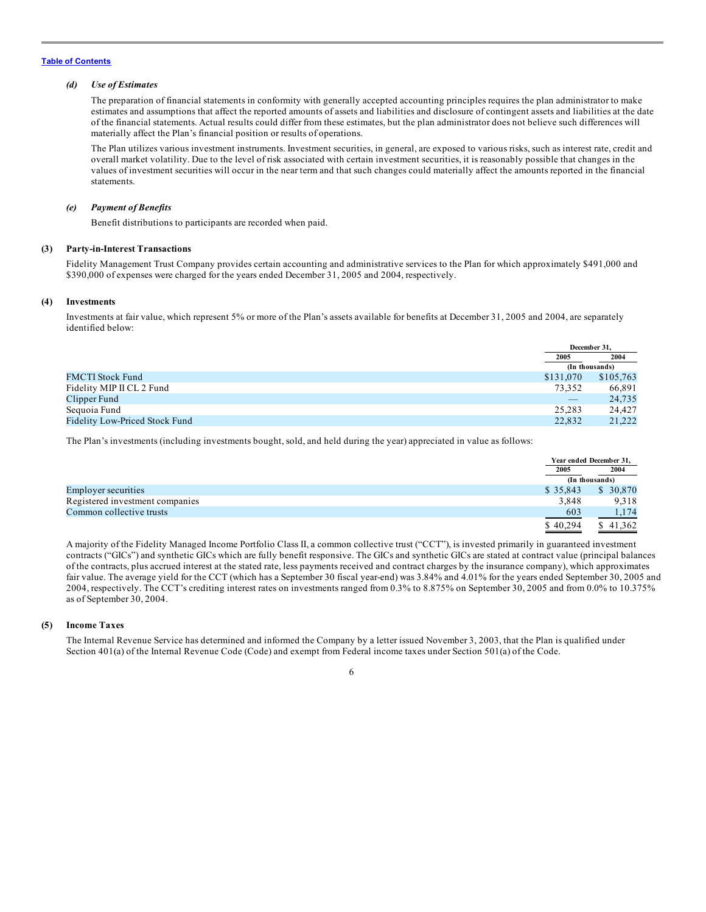[Table of Contents](#)

### *(d) Use of Estimates*

The preparation of financial statements in conformity with generally accepted accounting principles requires the plan administrator to make estimates and assumptions that affect the reported amounts of assets and liabilities and disclosure of contingent assets and liabilities at the date of the financial statements. Actual results could differ from these estimates, but the plan administrator does not believe such differences will materially affect the Plan's financial position or results of operations.

The Plan utilizes various investment instruments. Investment securities, in general, are exposed to various risks, such as interest rate, credit and overall market volatility. Due to the level of risk associated with certain investment securities, it is reasonably possible that changes in the values of investment securities will occur in the near term and that such changes could materially affect the amounts reported in the financial statements.

### *(e) Payment of Benefits*

Benefit distributions to participants are recorded when paid.

## (3) Party-in-Interest Transactions

Fidelity Management Trust Company provides certain accounting and administrative services to the Plan for which approximately $491,000 and $390,000 of expenses were charged for the years ended December 31, 2005 and 2004, respectively.

## (4) Investments

Investments at fair value, which represent 5% or more of the Plan's assets available for benefits at December 31, 2005 and 2004, are separately identified below:

| | December 31, | |
|---|---|---|
| | 2005 | 2004 |
| | (In thousands) | |
| FMCTI Stock Fund | $131,070 | $105,763 |
| Fidelity MIP II CL 2 Fund | 73,352 | 66,891 |
| Clipper Fund | — | 24,735 |
| Sequoia Fund | 25,283 | 24,427 |
| Fidelity Low-Priced Stock Fund | 22,832 | 21,222 |

The Plan's investments (including investments bought, sold, and held during the year) appreciated in value as follows:

| | Year ended December 31, | |
|---|---|---|
| | 2005 | 2004 |
| | (In thousands) | |
| Employer securities | $ 35,843 | $ 30,870 |
| Registered investment companies | 3,848 | 9,318 |
| Common collective trusts | 603 | 1,174 |
| | $ 40,294 | $ 41,362 |

A majority of the Fidelity Managed Income Portfolio Class II, a common collective trust ("CCT"), is invested primarily in guaranteed investment contracts ("GICs") and synthetic GICs which are fully benefit responsive. The GICs and synthetic GICs are stated at contract value (principal balances of the contracts, plus accrued interest at the stated rate, less payments received and contract charges by the insurance company), which approximates fair value. The average yield for the CCT (which has a September 30 fiscal year-end) was 3.84% and 4.01% for the years ended September 30, 2005 and 2004, respectively. The CCT's crediting interest rates on investments ranged from 0.3% to 8.875% on September 30, 2005 and from 0.0% to 10.375% as of September 30, 2004.

## (5) Income Taxes

The Internal Revenue Service has determined and informed the Company by a letter issued November 3, 2003, that the Plan is qualified under Section 401(a) of the Internal Revenue Code (Code) and exempt from Federal income taxes under Section 501(a) of the Code.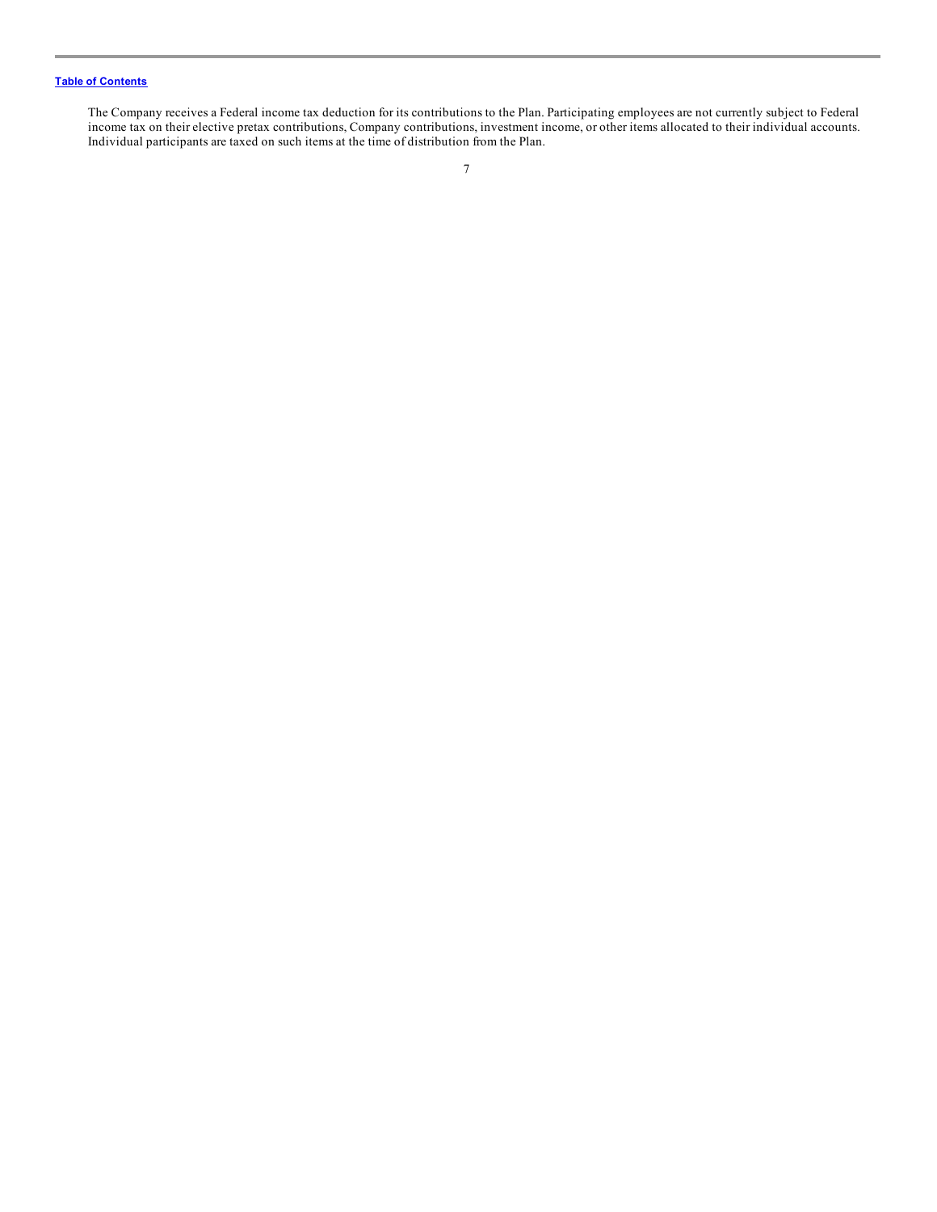The Company receives a Federal income tax deduction for its contributions to the Plan. Participating employees are not currently subject to Federal income tax on their elective pretax contributions, Company contributions, investment income, or other items allocated to their individual accounts. Individual participants are taxed on such items at the time of distribution from the Plan.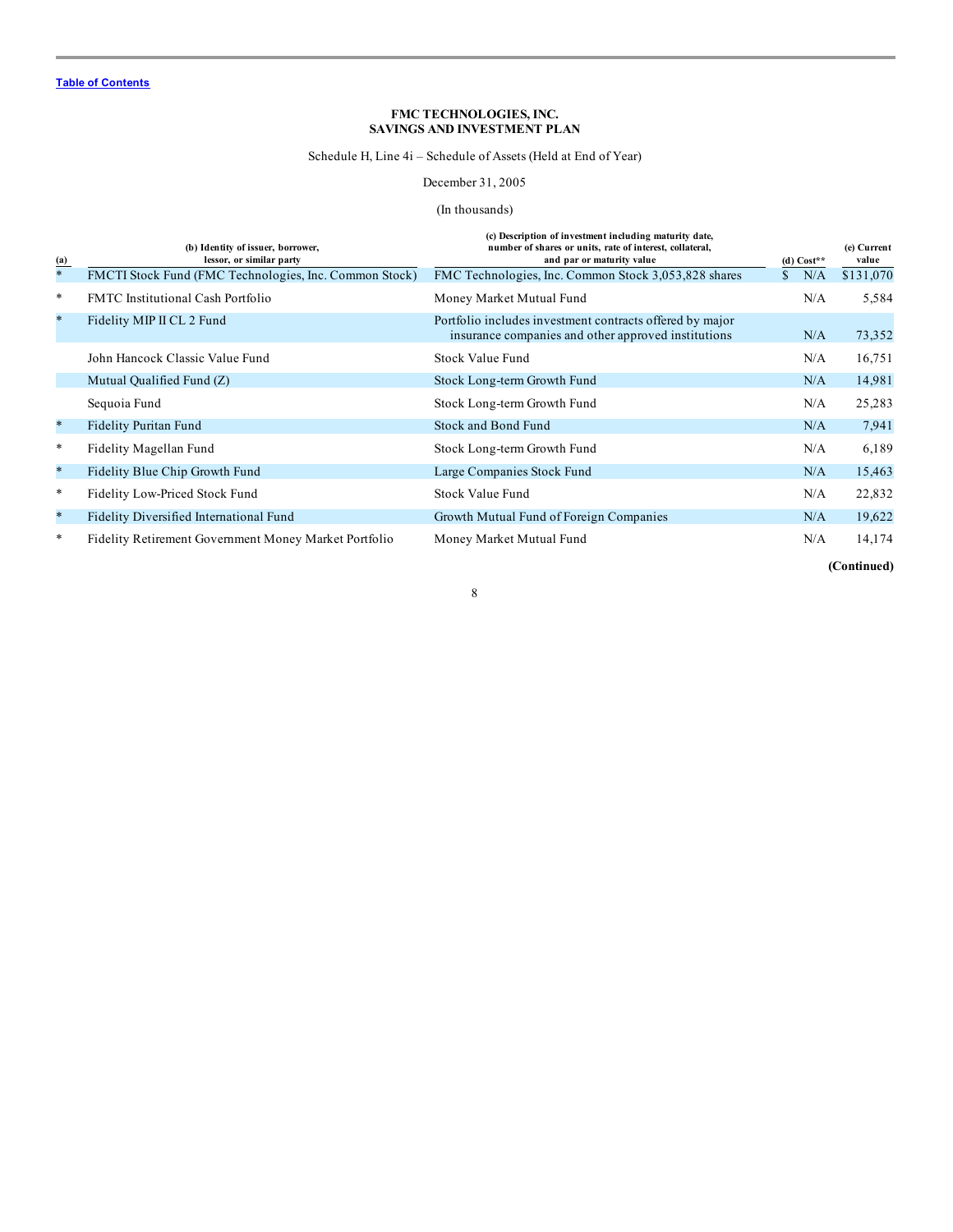[Table of Contents](#)

**FMC TECHNOLOGIES, INC.**
**SAVINGS AND INVESTMENT PLAN**

Schedule H, Line 4i – Schedule of Assets (Held at End of Year)

December 31, 2005

(In thousands)

| (a) | (b) Identity of issuer, borrower, lessor, or similar party | (c) Description of investment including maturity date, number of shares or units, rate of interest, collateral, and par or maturity value | (d) Cost** | (e) Current value |
|---|---|---|---|---|
| * | FMCTI Stock Fund (FMC Technologies, Inc. Common Stock) | FMC Technologies, Inc. Common Stock 3,053,828 shares | $ N/A | $131,070 |
| * | FMTC Institutional Cash Portfolio | Money Market Mutual Fund | N/A | 5,584 |
| * | Fidelity MIP II CL 2 Fund | Portfolio includes investment contracts offered by major insurance companies and other approved institutions | N/A | 73,352 |
| | John Hancock Classic Value Fund | Stock Value Fund | N/A | 16,751 |
| | Mutual Qualified Fund (Z) | Stock Long-term Growth Fund | N/A | 14,981 |
| | Sequoia Fund | Stock Long-term Growth Fund | N/A | 25,283 |
| * | Fidelity Puritan Fund | Stock and Bond Fund | N/A | 7,941 |
| * | Fidelity Magellan Fund | Stock Long-term Growth Fund | N/A | 6,189 |
| * | Fidelity Blue Chip Growth Fund | Large Companies Stock Fund | N/A | 15,463 |
| * | Fidelity Low-Priced Stock Fund | Stock Value Fund | N/A | 22,832 |
| * | Fidelity Diversified International Fund | Growth Mutual Fund of Foreign Companies | N/A | 19,622 |
| * | Fidelity Retirement Government Money Market Portfolio | Money Market Mutual Fund | N/A | 14,174 |

**(Continued)**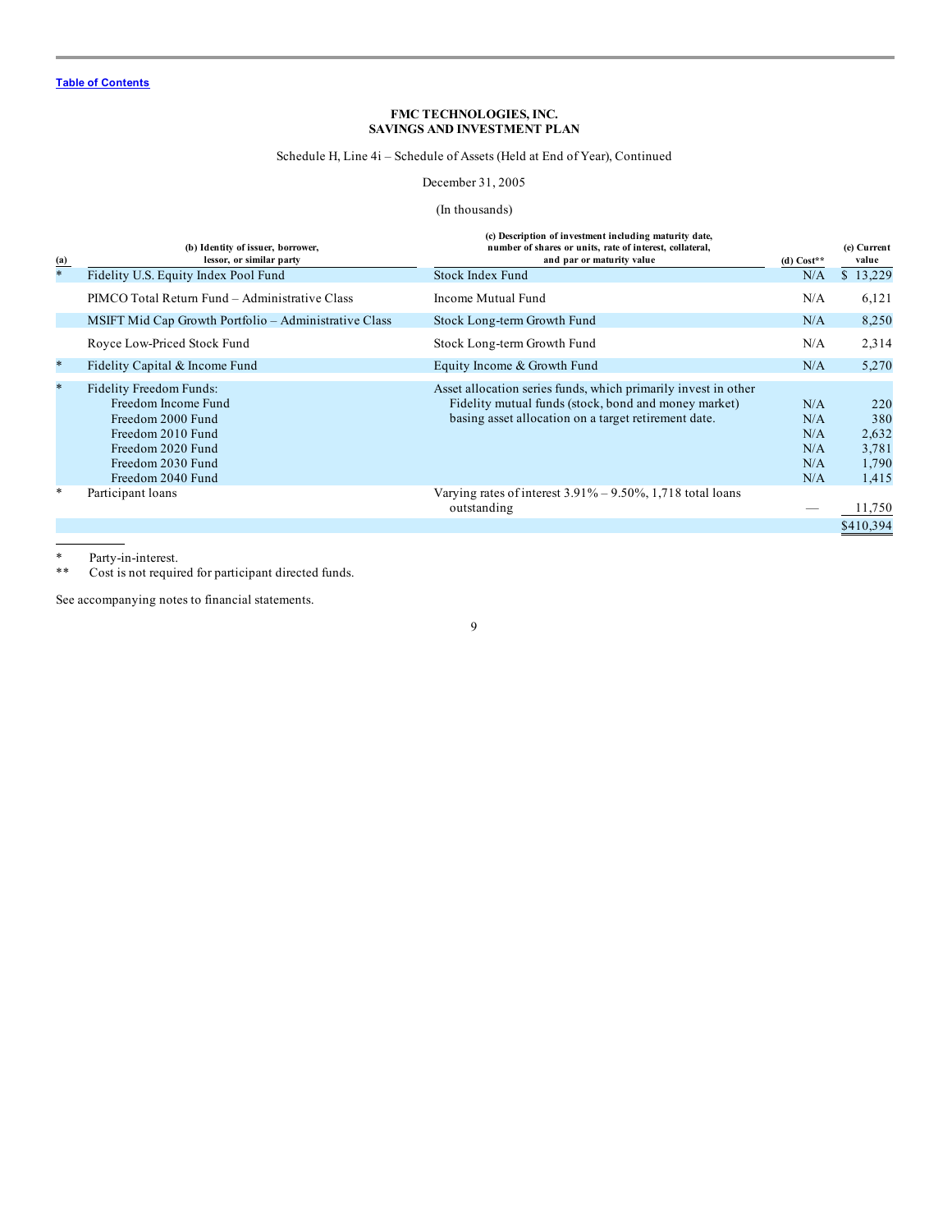[Table of Contents](#)

**FMC TECHNOLOGIES, INC.**
**SAVINGS AND INVESTMENT PLAN**

Schedule H, Line 4i – Schedule of Assets (Held at End of Year), Continued

December 31, 2005

(In thousands)

| (a) | (b) Identity of issuer, borrower, lessor, or similar party | (c) Description of investment including maturity date, number of shares or units, rate of interest, collateral, and par or maturity value | (d) Cost** | (e) Current value |
|---|---|---|---|---|
| * | Fidelity U.S. Equity Index Pool Fund | Stock Index Fund | N/A | $ 13,229 |
| | PIMCO Total Return Fund – Administrative Class | Income Mutual Fund | N/A | 6,121 |
| | MSIFT Mid Cap Growth Portfolio – Administrative Class | Stock Long-term Growth Fund | N/A | 8,250 |
| | Royce Low-Priced Stock Fund | Stock Long-term Growth Fund | N/A | 2,314 |
| * | Fidelity Capital & Income Fund | Equity Income & Growth Fund | N/A | 5,270 |
| * | Fidelity Freedom Funds: | Asset allocation series funds, which primarily invest in other Fidelity mutual funds (stock, bond and money market) basing asset allocation on a target retirement date. | | |
| | Freedom Income Fund | | N/A | 220 |
| | Freedom 2000 Fund | | N/A | 380 |
| | Freedom 2010 Fund | | N/A | 2,632 |
| | Freedom 2020 Fund | | N/A | 3,781 |
| | Freedom 2030 Fund | | N/A | 1,790 |
| | Freedom 2040 Fund | | N/A | 1,415 |
| * | Participant loans | Varying rates of interest 3.91% – 9.50%, 1,718 total loans outstanding | — | 11,750 |
| | | | | $410,394 |

\* Party-in-interest.
\*\* Cost is not required for participant directed funds.

See accompanying notes to financial statements.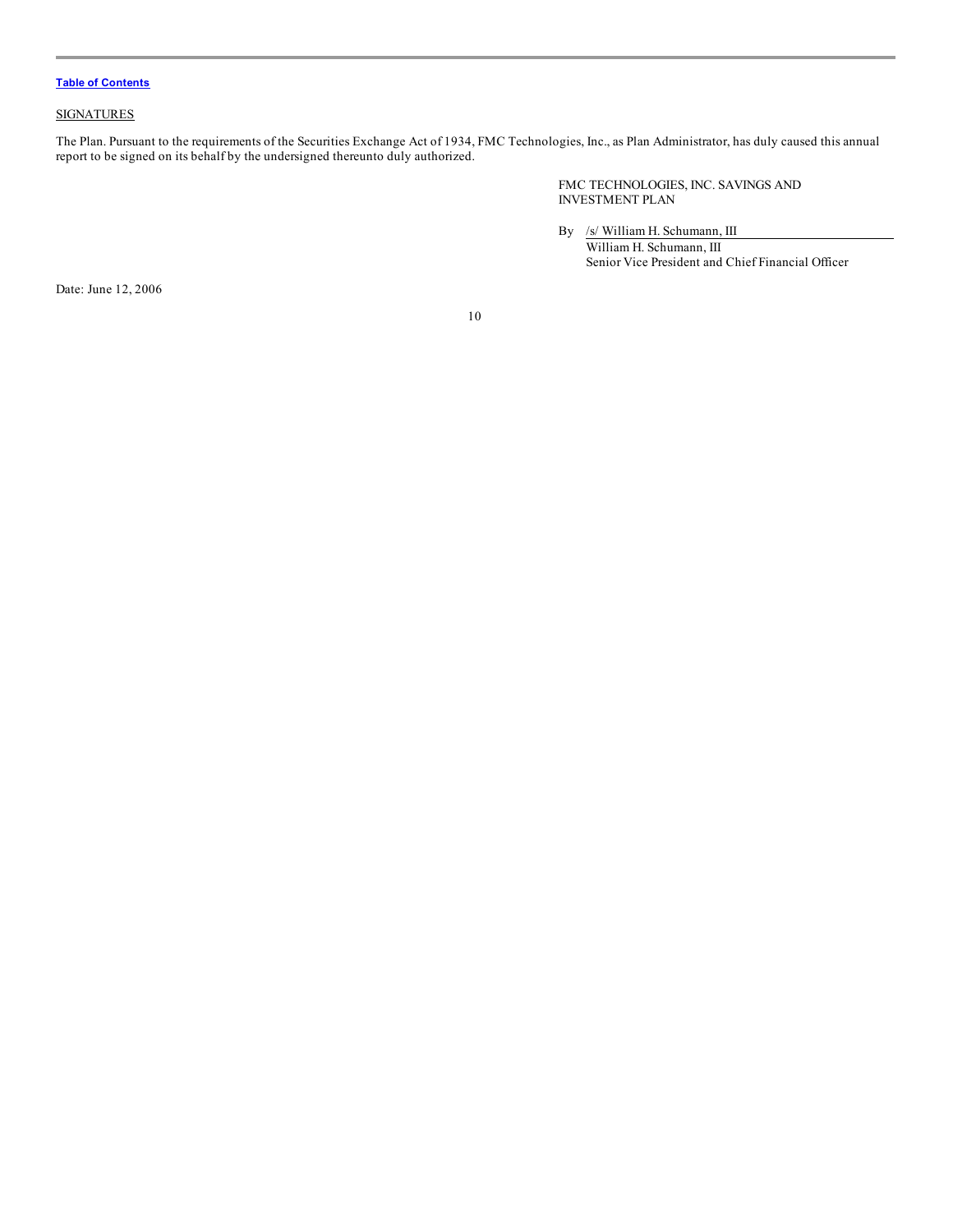[Table of Contents](#)

SIGNATURES

The Plan. Pursuant to the requirements of the Securities Exchange Act of 1934, FMC Technologies, Inc., as Plan Administrator, has duly caused this annual report to be signed on its behalf by the undersigned thereunto duly authorized.

FMC TECHNOLOGIES, INC. SAVINGS AND INVESTMENT PLAN

By /s/ William H. Schumann, III
William H. Schumann, III
Senior Vice President and Chief Financial Officer

Date: June 12, 2006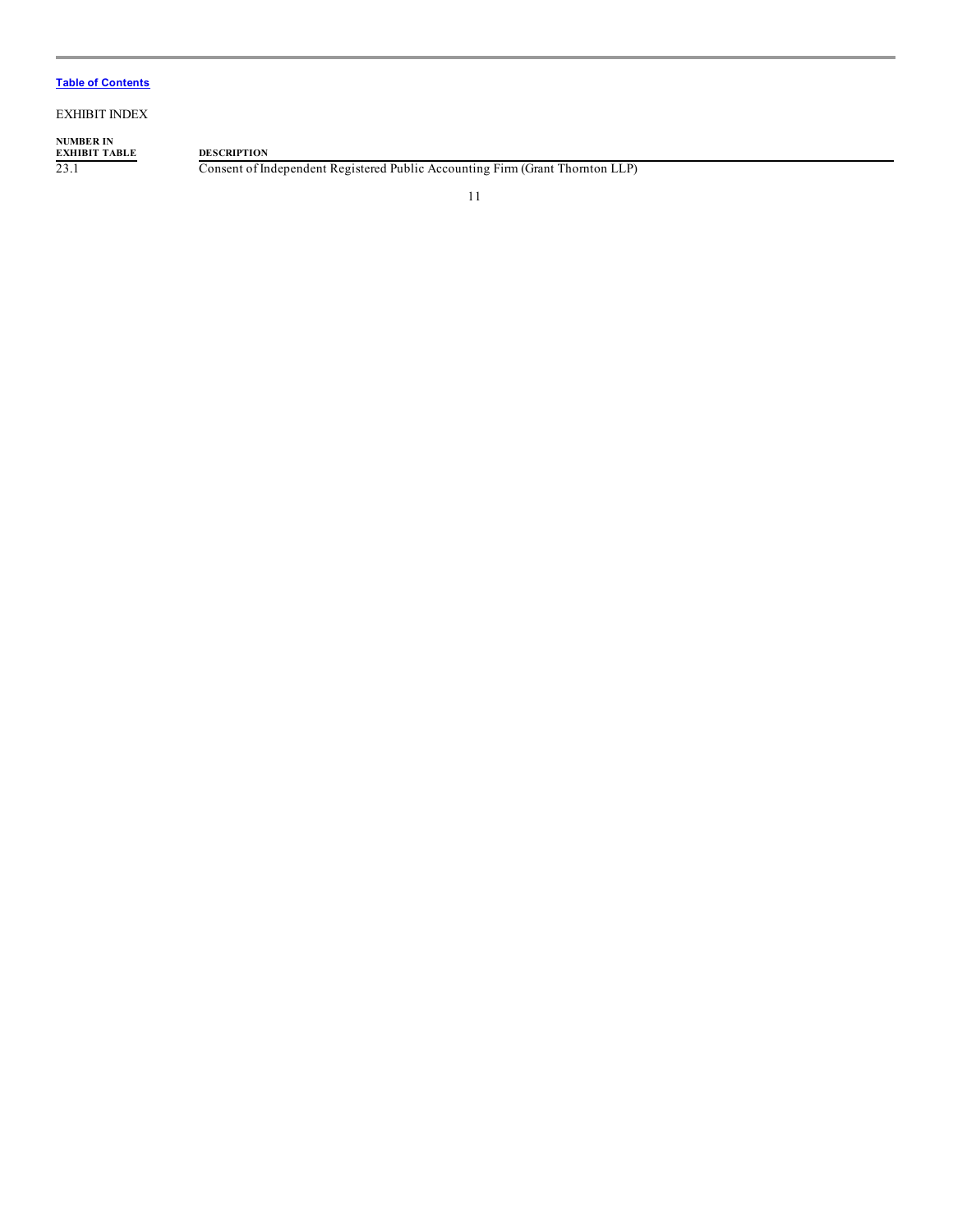[Table of Contents]

EXHIBIT INDEX

| NUMBER IN EXHIBIT TABLE | DESCRIPTION |
| --- | --- |
| 23.1 | Consent of Independent Registered Public Accounting Firm (Grant Thornton LLP) |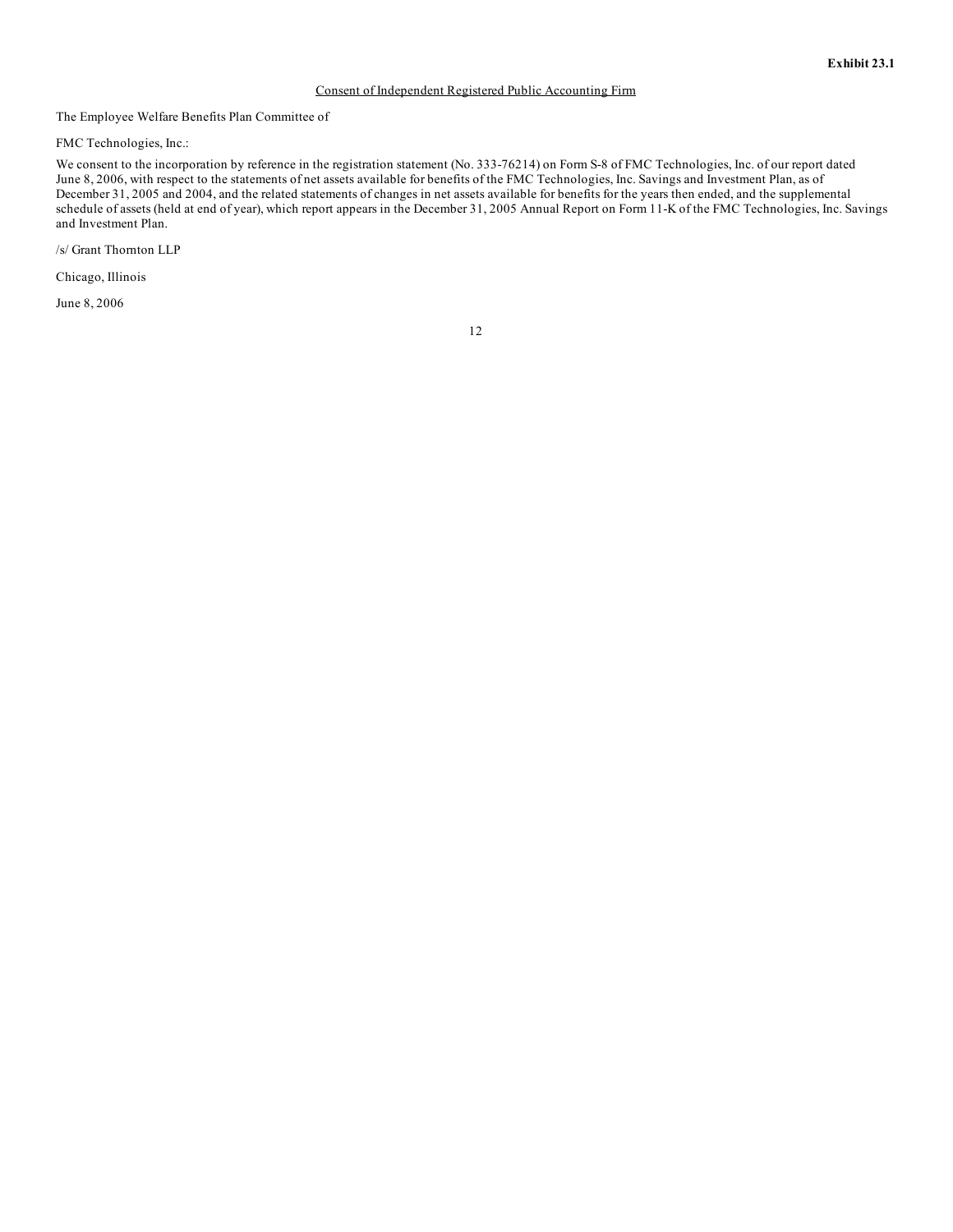**Exhibit 23.1**

Consent of Independent Registered Public Accounting Firm

The Employee Welfare Benefits Plan Committee of

FMC Technologies, Inc.:

We consent to the incorporation by reference in the registration statement (No. 333-76214) on Form S-8 of FMC Technologies, Inc. of our report dated June 8, 2006, with respect to the statements of net assets available for benefits of the FMC Technologies, Inc. Savings and Investment Plan, as of December 31, 2005 and 2004, and the related statements of changes in net assets available for benefits for the years then ended, and the supplemental schedule of assets (held at end of year), which report appears in the December 31, 2005 Annual Report on Form 11-K of the FMC Technologies, Inc. Savings and Investment Plan.

/s/ Grant Thornton LLP

Chicago, Illinois

June 8, 2006